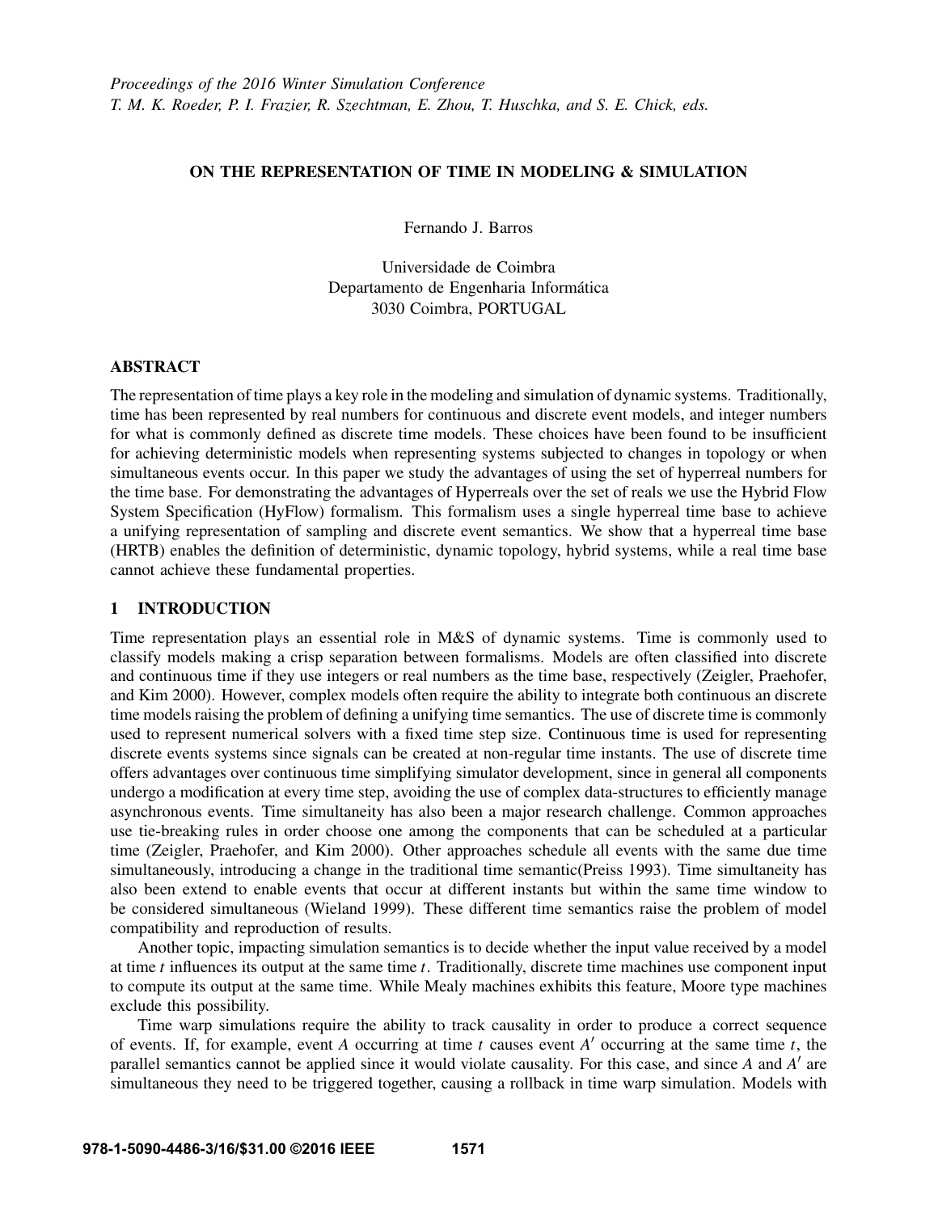*Proceedings of the 2016 Winter Simulation Conference*
*T. M. K. Roeder, P. I. Frazier, R. Szechtman, E. Zhou, T. Huschka, and S. E. Chick, eds.*

# ON THE REPRESENTATION OF TIME IN MODELING & SIMULATION

Fernando J. Barros

Universidade de Coimbra
Departamento de Engenharia Informática
3030 Coimbra, PORTUGAL

## ABSTRACT

The representation of time plays a key role in the modeling and simulation of dynamic systems. Traditionally, time has been represented by real numbers for continuous and discrete event models, and integer numbers for what is commonly defined as discrete time models. These choices have been found to be insufficient for achieving deterministic models when representing systems subjected to changes in topology or when simultaneous events occur. In this paper we study the advantages of using the set of hyperreal numbers for the time base. For demonstrating the advantages of Hyperreals over the set of reals we use the Hybrid Flow System Specification (HyFlow) formalism. This formalism uses a single hyperreal time base to achieve a unifying representation of sampling and discrete event semantics. We show that a hyperreal time base (HRTB) enables the definition of deterministic, dynamic topology, hybrid systems, while a real time base cannot achieve these fundamental properties.

## 1 INTRODUCTION

Time representation plays an essential role in M&S of dynamic systems. Time is commonly used to classify models making a crisp separation between formalisms. Models are often classified into discrete and continuous time if they use integers or real numbers as the time base, respectively (Zeigler, Praehofer, and Kim 2000). However, complex models often require the ability to integrate both continuous an discrete time models raising the problem of defining a unifying time semantics. The use of discrete time is commonly used to represent numerical solvers with a fixed time step size. Continuous time is used for representing discrete events systems since signals can be created at non-regular time instants. The use of discrete time offers advantages over continuous time simplifying simulator development, since in general all components undergo a modification at every time step, avoiding the use of complex data-structures to efficiently manage asynchronous events. Time simultaneity has also been a major research challenge. Common approaches use tie-breaking rules in order choose one among the components that can be scheduled at a particular time (Zeigler, Praehofer, and Kim 2000). Other approaches schedule all events with the same due time simultaneously, introducing a change in the traditional time semantic(Preiss 1993). Time simultaneity has also been extend to enable events that occur at different instants but within the same time window to be considered simultaneous (Wieland 1999). These different time semantics raise the problem of model compatibility and reproduction of results.

Another topic, impacting simulation semantics is to decide whether the input value received by a model at time $t$ influences its output at the same time $t$. Traditionally, discrete time machines use component input to compute its output at the same time. While Mealy machines exhibits this feature, Moore type machines exclude this possibility.

Time warp simulations require the ability to track causality in order to produce a correct sequence of events. If, for example, event $A$ occurring at time $t$ causes event $A'$ occurring at the same time $t$, the parallel semantics cannot be applied since it would violate causality. For this case, and since $A$ and $A'$ are simultaneous they need to be triggered together, causing a rollback in time warp simulation. Models with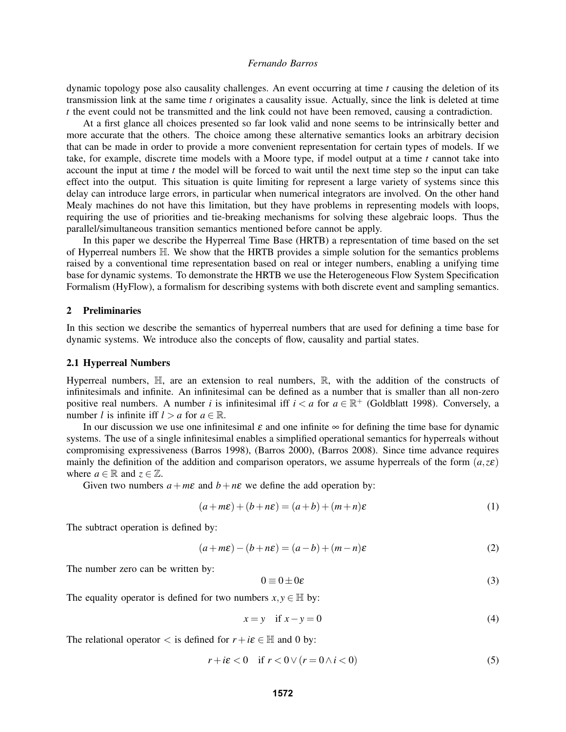dynamic topology pose also causality challenges. An event occurring at time $t$ causing the deletion of its transmission link at the same time $t$ originates a causality issue. Actually, since the link is deleted at time $t$ the event could not be transmitted and the link could not have been removed, causing a contradiction.

At a first glance all choices presented so far look valid and none seems to be intrinsically better and more accurate that the others. The choice among these alternative semantics looks an arbitrary decision that can be made in order to provide a more convenient representation for certain types of models. If we take, for example, discrete time models with a Moore type, if model output at a time $t$ cannot take into account the input at time $t$ the model will be forced to wait until the next time step so the input can take effect into the output. This situation is quite limiting for represent a large variety of systems since this delay can introduce large errors, in particular when numerical integrators are involved. On the other hand Mealy machines do not have this limitation, but they have problems in representing models with loops, requiring the use of priorities and tie-breaking mechanisms for solving these algebraic loops. Thus the parallel/simultaneous transition semantics mentioned before cannot be apply.

In this paper we describe the Hyperreal Time Base (HRTB) a representation of time based on the set of Hyperreal numbers $\mathbb{H}$. We show that the HRTB provides a simple solution for the semantics problems raised by a conventional time representation based on real or integer numbers, enabling a unifying time base for dynamic systems. To demonstrate the HRTB we use the Heterogeneous Flow System Specification Formalism (HyFlow), a formalism for describing systems with both discrete event and sampling semantics.

## 2 Preliminaries

In this section we describe the semantics of hyperreal numbers that are used for defining a time base for dynamic systems. We introduce also the concepts of flow, causality and partial states.

### 2.1 Hyperreal Numbers

Hyperreal numbers, $\mathbb{H}$, are an extension to real numbers, $\mathbb{R}$, with the addition of the constructs of infinitesimals and infinite. An infinitesimal can be defined as a number that is smaller than all non-zero positive real numbers. A number $i$ is infinitesimal iff $i < a$ for $a \in \mathbb{R}^+$ (Goldblatt 1998). Conversely, a number $l$ is infinite iff $l > a$ for $a \in \mathbb{R}$.

In our discussion we use one infinitesimal $\varepsilon$ and one infinite $\infty$ for defining the time base for dynamic systems. The use of a single infinitesimal enables a simplified operational semantics for hyperreals without compromising expressiveness (Barros 1998), (Barros 2000), (Barros 2008). Since time advance requires mainly the definition of the addition and comparison operators, we assume hyperreals of the form $(a, z\varepsilon)$ where $a \in \mathbb{R}$ and $z \in \mathbb{Z}$.

Given two numbers $a + m\varepsilon$ and $b + n\varepsilon$ we define the add operation by:

$$(a + m\varepsilon) + (b + n\varepsilon) = (a + b) + (m + n)\varepsilon \tag{1}$$

The subtract operation is defined by:

$$(a + m\varepsilon) - (b + n\varepsilon) = (a - b) + (m - n)\varepsilon \tag{2}$$

The number zero can be written by:

$$0 \equiv 0 \pm 0\varepsilon \tag{3}$$

The equality operator is defined for two numbers $x, y \in \mathbb{H}$ by:

$$x = y \quad \text{if } x - y = 0 \tag{4}$$

The relational operator $<$ is defined for $r + i\varepsilon \in \mathbb{H}$ and 0 by:

$$r + i\varepsilon < 0 \quad \text{if } r < 0 \vee (r = 0 \wedge i < 0) \tag{5}$$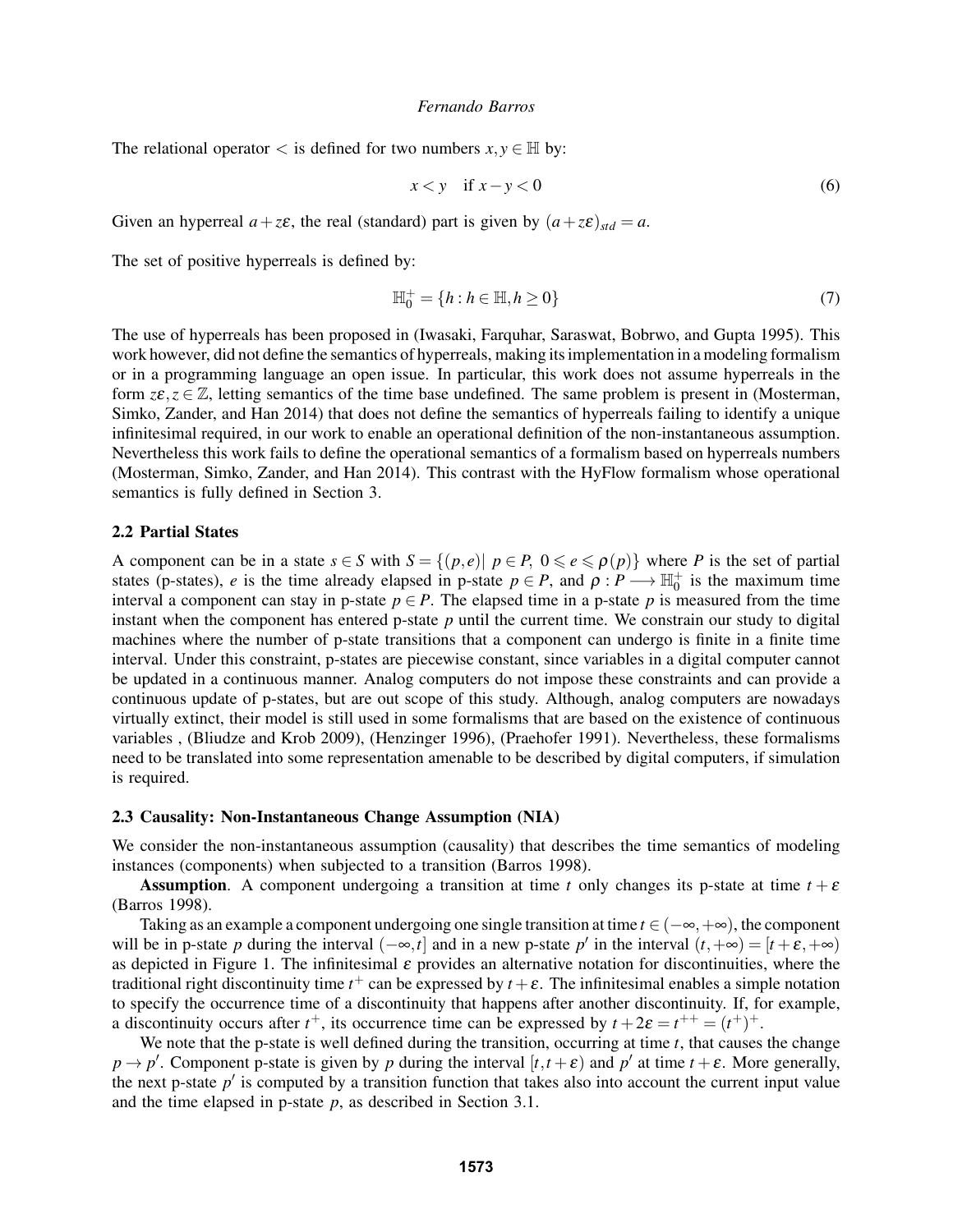The relational operator $<$ is defined for two numbers $x, y \in \mathbb{H}$ by:

$$x < y \quad \text{if } x - y < 0 \tag{6}$$

Given an hyperreal $a + z\varepsilon$, the real (standard) part is given by $(a + z\varepsilon)_{std} = a$.

The set of positive hyperreals is defined by:

$$\mathbb{H}_0^+ = \{h : h \in \mathbb{H}, h \geq 0\} \tag{7}$$

The use of hyperreals has been proposed in (Iwasaki, Farquhar, Saraswat, Bobrwo, and Gupta 1995). This work however, did not define the semantics of hyperreals, making its implementation in a modeling formalism or in a programming language an open issue. In particular, this work does not assume hyperreals in the form $z\varepsilon, z \in \mathbb{Z}$, letting semantics of the time base undefined. The same problem is present in (Mosterman, Simko, Zander, and Han 2014) that does not define the semantics of hyperreals failing to identify a unique infinitesimal required, in our work to enable an operational definition of the non-instantaneous assumption. Nevertheless this work fails to define the operational semantics of a formalism based on hyperreals numbers (Mosterman, Simko, Zander, and Han 2014). This contrast with the HyFlow formalism whose operational semantics is fully defined in Section 3.

### 2.2 Partial States

A component can be in a state $s \in S$ with $S = \{(p, e) | \ p \in P, \ 0 \leqslant e \leqslant \rho(p)\}$ where $P$ is the set of partial states (p-states), $e$ is the time already elapsed in p-state $p \in P$, and $\rho : P \longrightarrow \mathbb{H}_0^+$ is the maximum time interval a component can stay in p-state $p \in P$. The elapsed time in a p-state $p$ is measured from the time instant when the component has entered p-state $p$ until the current time. We constrain our study to digital machines where the number of p-state transitions that a component can undergo is finite in a finite time interval. Under this constraint, p-states are piecewise constant, since variables in a digital computer cannot be updated in a continuous manner. Analog computers do not impose these constraints and can provide a continuous update of p-states, but are out scope of this study. Although, analog computers are nowadays virtually extinct, their model is still used in some formalisms that are based on the existence of continuous variables , (Bliudze and Krob 2009), (Henzinger 1996), (Praehofer 1991). Nevertheless, these formalisms need to be translated into some representation amenable to be described by digital computers, if simulation is required.

### 2.3 Causality: Non-Instantaneous Change Assumption (NIA)

We consider the non-instantaneous assumption (causality) that describes the time semantics of modeling instances (components) when subjected to a transition (Barros 1998).

**Assumption**. A component undergoing a transition at time $t$ only changes its p-state at time $t + \varepsilon$ (Barros 1998).

Taking as an example a component undergoing one single transition at time $t \in (-\infty, +\infty)$, the component will be in p-state $p$ during the interval $(-\infty, t]$ and in a new p-state $p'$ in the interval $(t, +\infty) = [t + \varepsilon, +\infty)$ as depicted in Figure 1. The infinitesimal $\varepsilon$ provides an alternative notation for discontinuities, where the traditional right discontinuity time $t^+$ can be expressed by $t + \varepsilon$. The infinitesimal enables a simple notation to specify the occurrence time of a discontinuity that happens after another discontinuity. If, for example, a discontinuity occurs after $t^+$, its occurrence time can be expressed by $t + 2\varepsilon = t^{++} = (t^+)^+$.

We note that the p-state is well defined during the transition, occurring at time $t$, that causes the change $p \rightarrow p'$. Component p-state is given by $p$ during the interval $[t, t + \varepsilon)$ and $p'$ at time $t + \varepsilon$. More generally, the next p-state $p'$ is computed by a transition function that takes also into account the current input value and the time elapsed in p-state $p$, as described in Section 3.1.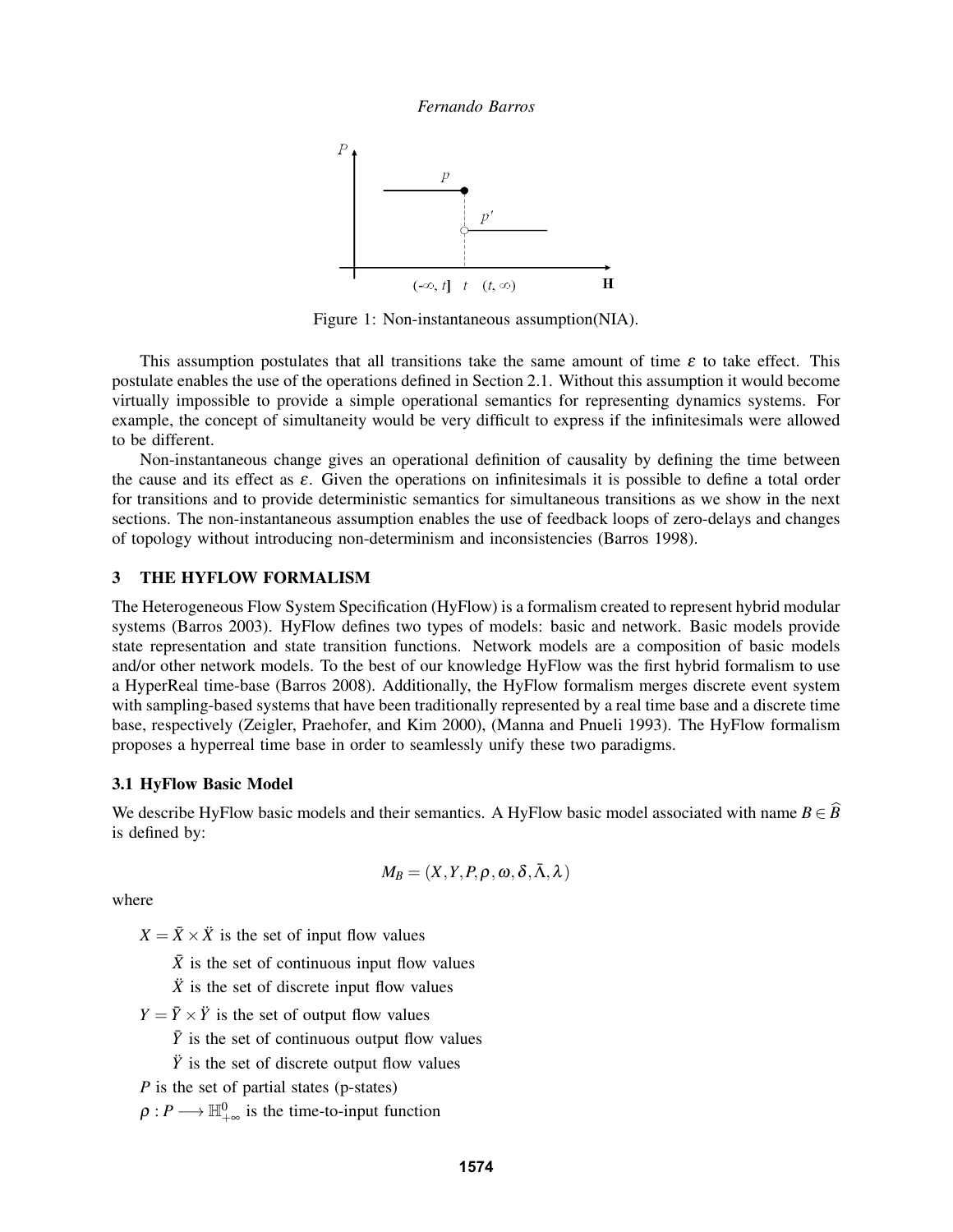Figure 1: Non-instantaneous assumption(NIA).

This assumption postulates that all transitions take the same amount of time $\varepsilon$ to take effect. This postulate enables the use of the operations defined in Section 2.1. Without this assumption it would become virtually impossible to provide a simple operational semantics for representing dynamics systems. For example, the concept of simultaneity would be very difficult to express if the infinitesimals were allowed to be different.

Non-instantaneous change gives an operational definition of causality by defining the time between the cause and its effect as $\varepsilon$. Given the operations on infinitesimals it is possible to define a total order for transitions and to provide deterministic semantics for simultaneous transitions as we show in the next sections. The non-instantaneous assumption enables the use of feedback loops of zero-delays and changes of topology without introducing non-determinism and inconsistencies (Barros 1998).

## 3 THE HYFLOW FORMALISM

The Heterogeneous Flow System Specification (HyFlow) is a formalism created to represent hybrid modular systems (Barros 2003). HyFlow defines two types of models: basic and network. Basic models provide state representation and state transition functions. Network models are a composition of basic models and/or other network models. To the best of our knowledge HyFlow was the first hybrid formalism to use a HyperReal time-base (Barros 2008). Additionally, the HyFlow formalism merges discrete event system with sampling-based systems that have been traditionally represented by a real time base and a discrete time base, respectively (Zeigler, Praehofer, and Kim 2000), (Manna and Pnueli 1993). The HyFlow formalism proposes a hyperreal time base in order to seamlessly unify these two paradigms.

### 3.1 HyFlow Basic Model

We describe HyFlow basic models and their semantics. A HyFlow basic model associated with name $B \in \widehat{B}$ is defined by:

$$M_B = (X, Y, P, \rho, \omega, \delta, \bar{\Lambda}, \lambda)$$

where

- $X = \bar{X} \times \ddot{X}$ is the set of input flow values
  - $\bar{X}$ is the set of continuous input flow values
  - $\ddot{X}$ is the set of discrete input flow values
- $Y = \bar{Y} \times \ddot{Y}$ is the set of output flow values
  - $\bar{Y}$ is the set of continuous output flow values
  - $\ddot{Y}$ is the set of discrete output flow values
- $P$ is the set of partial states (p-states)
- $\rho : P \longrightarrow \mathbb{H}^0_{+\infty}$ is the time-to-input function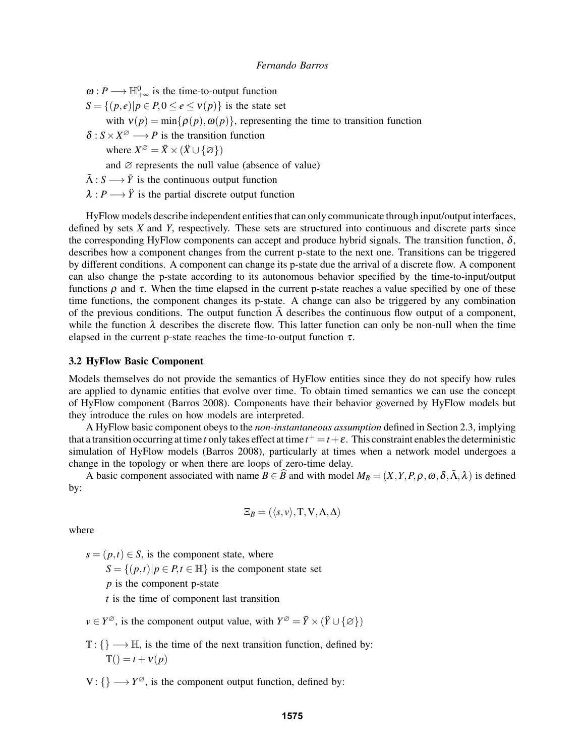$\omega : P \longrightarrow \mathbb{H}^0_{+\infty}$ is the time-to-output function

$S = \{(p,e) | p \in P, 0 \leq e \leq \nu(p)\}$ is the state set

with $\nu(p) = \min\{\rho(p), \omega(p)\}$, representing the time to transition function

$\delta : S \times X^{\varnothing} \longrightarrow P$ is the transition function

where $X^{\varnothing} = \bar{X} \times (\ddot{X} \cup \{\varnothing\})$

and $\varnothing$ represents the null value (absence of value)

$\bar{\Lambda} : S \longrightarrow \bar{Y}$ is the continuous output function

$\lambda : P \longrightarrow \ddot{Y}$ is the partial discrete output function

HyFlow models describe independent entities that can only communicate through input/output interfaces, defined by sets $X$ and $Y$, respectively. These sets are structured into continuous and discrete parts since the corresponding HyFlow components can accept and produce hybrid signals. The transition function, $\delta$, describes how a component changes from the current p-state to the next one. Transitions can be triggered by different conditions. A component can change its p-state due the arrival of a discrete flow. A component can also change the p-state according to its autonomous behavior specified by the time-to-input/output functions $\rho$ and $\tau$. When the time elapsed in the current p-state reaches a value specified by one of these time functions, the component changes its p-state. A change can also be triggered by any combination of the previous conditions. The output function $\bar{\Lambda}$ describes the continuous flow output of a component, while the function $\lambda$ describes the discrete flow. This latter function can only be non-null when the time elapsed in the current p-state reaches the time-to-output function $\tau$.

### 3.2 HyFlow Basic Component

Models themselves do not provide the semantics of HyFlow entities since they do not specify how rules are applied to dynamic entities that evolve over time. To obtain timed semantics we can use the concept of HyFlow component (Barros 2008). Components have their behavior governed by HyFlow models but they introduce the rules on how models are interpreted.

A HyFlow basic component obeys to the *non-instantaneous assumption* defined in Section 2.3, implying that a transition occurring at time $t$ only takes effect at time $t^+ = t + \varepsilon$. This constraint enables the deterministic simulation of HyFlow models (Barros 2008), particularly at times when a network model undergoes a change in the topology or when there are loops of zero-time delay.

A basic component associated with name $B \in \widehat{B}$ and with model $M_B = (X, Y, P, \rho, \omega, \delta, \bar{\Lambda}, \lambda)$ is defined by:

$$\Xi_B = (\langle s, v \rangle, \mathrm{T}, \mathrm{V}, \Lambda, \Delta)$$

where

$s = (p,t) \in S$, is the component state, where

$S = \{(p,t) | p \in P, t \in \mathbb{H}\}$ is the component state set

$p$ is the component p-state

$t$ is the time of component last transition

$v \in Y^{\varnothing}$, is the component output value, with $Y^{\varnothing} = \bar{Y} \times (\ddot{Y} \cup \{\varnothing\})$

$\mathrm{T} : \{\} \longrightarrow \mathbb{H}$, is the time of the next transition function, defined by:

$\mathrm{T}() = t + \nu(p)$

$\mathrm{V} : \{\} \longrightarrow Y^{\varnothing}$, is the component output function, defined by: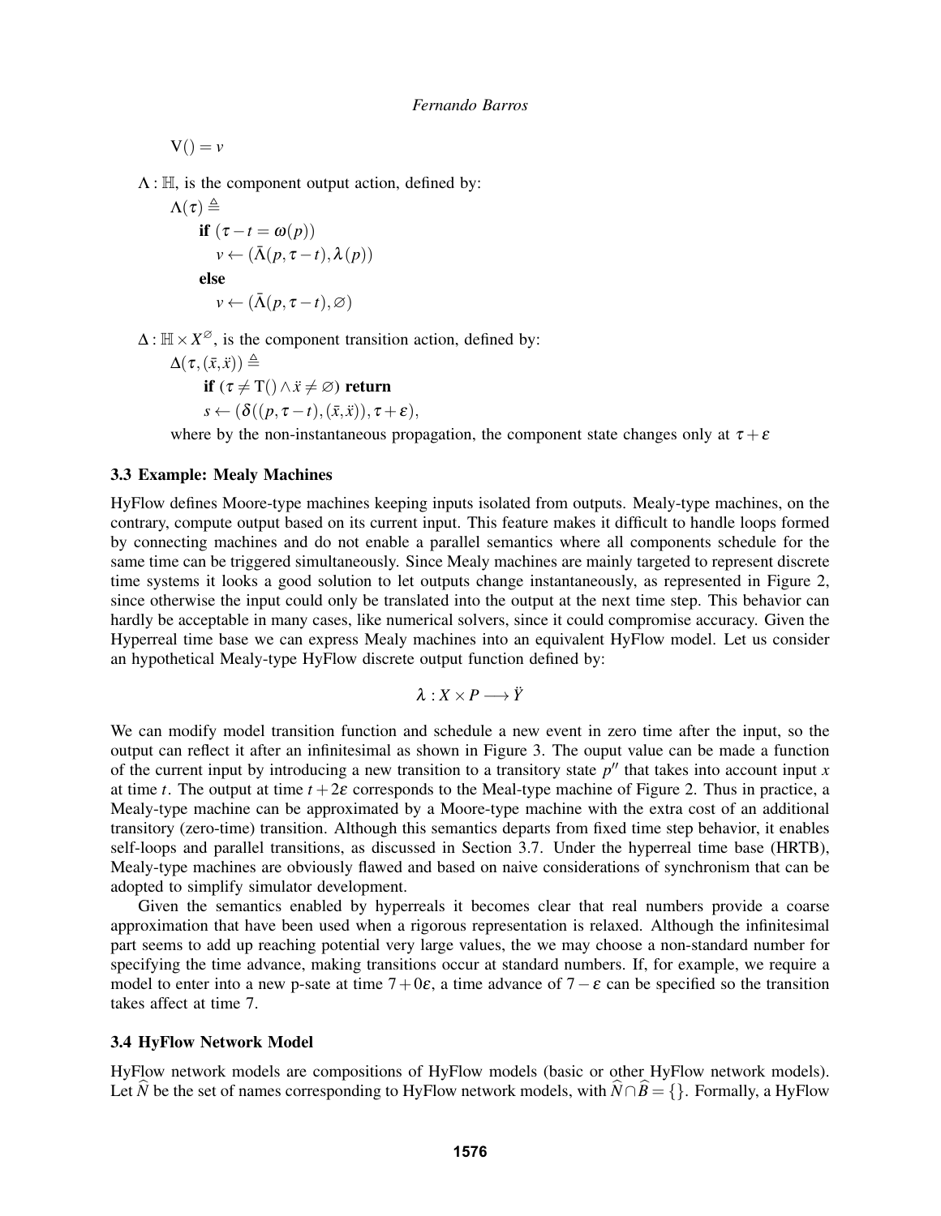$\mathrm{V}() = v$

$\Lambda : \mathbb{H}$, is the component output action, defined by:

$\Lambda(\tau) \triangleq$

**if** $(\tau - t = \omega(p))$

$v \leftarrow (\bar{\Lambda}(p, \tau - t), \lambda(p))$

**else**

$v \leftarrow (\bar{\Lambda}(p, \tau - t), \varnothing)$

$\Delta : \mathbb{H} \times X^{\varnothing}$, is the component transition action, defined by:

$\Delta(\tau, (\bar{x}, \ddot{x})) \triangleq$

**if** $(\tau \neq \mathrm{T}() \wedge \ddot{x} \neq \varnothing)$ **return**

$s \leftarrow (\delta((p, \tau - t), (\bar{x}, \ddot{x})), \tau + \varepsilon)$,

where by the non-instantaneous propagation, the component state changes only at $\tau + \varepsilon$

### 3.3 Example: Mealy Machines

HyFlow defines Moore-type machines keeping inputs isolated from outputs. Mealy-type machines, on the contrary, compute output based on its current input. This feature makes it difficult to handle loops formed by connecting machines and do not enable a parallel semantics where all components schedule for the same time can be triggered simultaneously. Since Mealy machines are mainly targeted to represent discrete time systems it looks a good solution to let outputs change instantaneously, as represented in Figure 2, since otherwise the input could only be translated into the output at the next time step. This behavior can hardly be acceptable in many cases, like numerical solvers, since it could compromise accuracy. Given the Hyperreal time base we can express Mealy machines into an equivalent HyFlow model. Let us consider an hypothetical Mealy-type HyFlow discrete output function defined by:

$$\lambda : X \times P \longrightarrow \ddot{Y}$$

We can modify model transition function and schedule a new event in zero time after the input, so the output can reflect it after an infinitesimal as shown in Figure 3. The ouput value can be made a function of the current input by introducing a new transition to a transitory state $p''$ that takes into account input $x$ at time $t$. The output at time $t + 2\varepsilon$ corresponds to the Meal-type machine of Figure 2. Thus in practice, a Mealy-type machine can be approximated by a Moore-type machine with the extra cost of an additional transitory (zero-time) transition. Although this semantics departs from fixed time step behavior, it enables self-loops and parallel transitions, as discussed in Section 3.7. Under the hyperreal time base (HRTB), Mealy-type machines are obviously flawed and based on naive considerations of synchronism that can be adopted to simplify simulator development.

Given the semantics enabled by hyperreals it becomes clear that real numbers provide a coarse approximation that have been used when a rigorous representation is relaxed. Although the infinitesimal part seems to add up reaching potential very large values, the we may choose a non-standard number for specifying the time advance, making transitions occur at standard numbers. If, for example, we require a model to enter into a new p-sate at time $7 + 0\varepsilon$, a time advance of $7 - \varepsilon$ can be specified so the transition takes affect at time 7.

### 3.4 HyFlow Network Model

HyFlow network models are compositions of HyFlow models (basic or other HyFlow network models). Let $\widehat{N}$ be the set of names corresponding to HyFlow network models, with $\widehat{N} \cap \widehat{B} = \{\}$. Formally, a HyFlow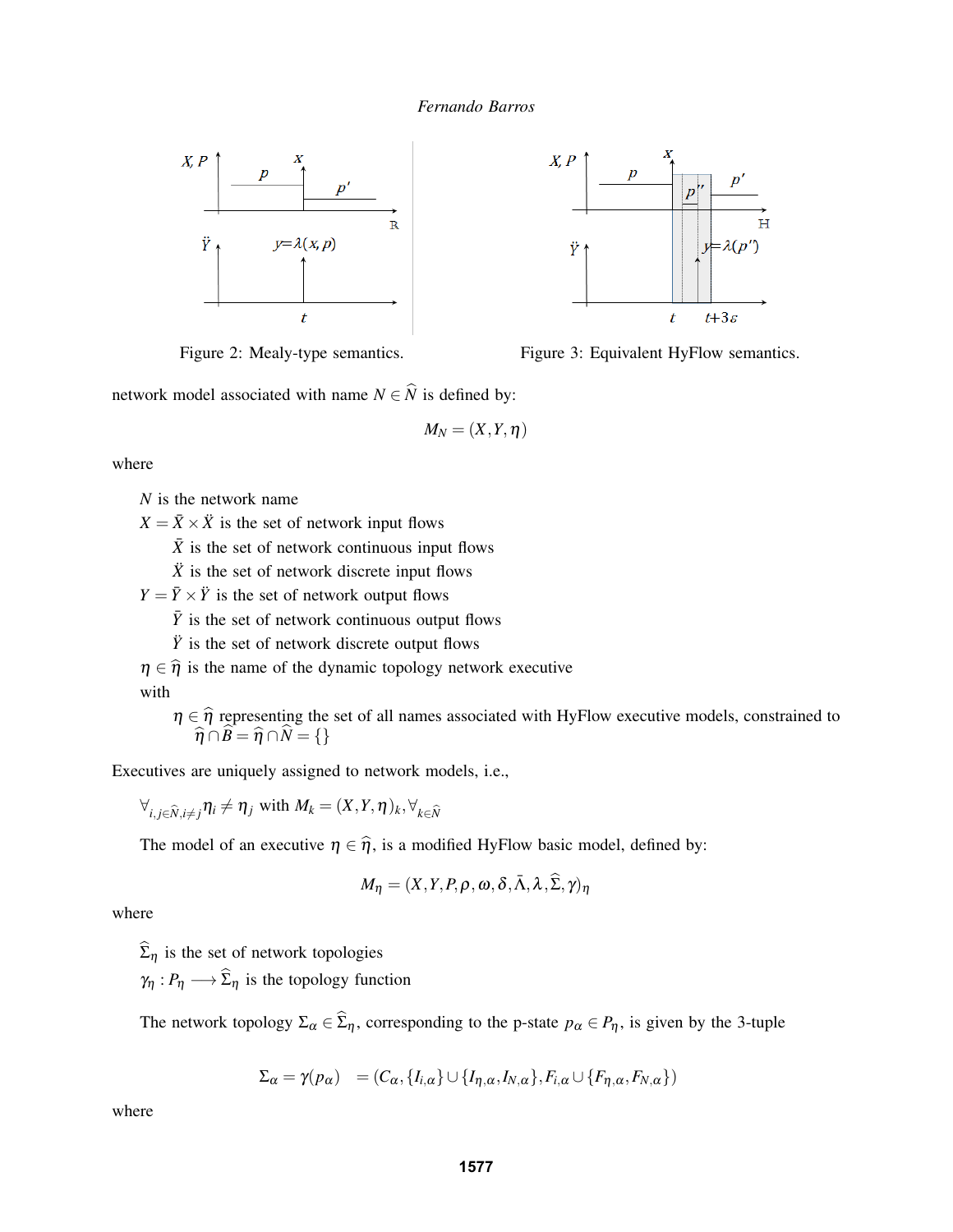Figure 2: Mealy-type semantics.

Figure 3: Equivalent HyFlow semantics.

network model associated with name $N \in \widehat{N}$ is defined by:

$$M_N = (X, Y, \eta)$$

where

$N$ is the network name

$X = \bar{X} \times \ddot{X}$ is the set of network input flows

$\bar{X}$ is the set of network continuous input flows

$\ddot{X}$ is the set of network discrete input flows

$Y = \bar{Y} \times \ddot{Y}$ is the set of network output flows

$\bar{Y}$ is the set of network continuous output flows

$\ddot{Y}$ is the set of network discrete output flows

$\eta \in \widehat{\eta}$ is the name of the dynamic topology network executive

with

$\eta \in \widehat{\eta}$ representing the set of all names associated with HyFlow executive models, constrained to $\widehat{\eta} \cap \widehat{B} = \widehat{\eta} \cap \widehat{N} = \{\}$

Executives are uniquely assigned to network models, i.e.,

$$\forall_{i,j \in \widehat{N}, i \neq j} \eta_i \neq \eta_j \text{ with } M_k = (X, Y, \eta)_k, \forall_{k \in \widehat{N}}$$

The model of an executive $\eta \in \widehat{\eta}$, is a modified HyFlow basic model, defined by:

$$M_\eta = (X, Y, P, \rho, \omega, \delta, \bar{\Lambda}, \lambda, \widehat{\Sigma}, \gamma)_\eta$$

where

$\widehat{\Sigma}_\eta$ is the set of network topologies

$\gamma_\eta : P_\eta \longrightarrow \widehat{\Sigma}_\eta$ is the topology function

The network topology $\Sigma_\alpha \in \widehat{\Sigma}_\eta$, corresponding to the p-state $p_\alpha \in P_\eta$, is given by the 3-tuple

$$\Sigma_\alpha = \gamma(p_\alpha) \quad = (C_\alpha, \{I_{i,\alpha}\} \cup \{I_{\eta,\alpha}, I_{N,\alpha}\}, F_{i,\alpha} \cup \{F_{\eta,\alpha}, F_{N,\alpha}\})$$

where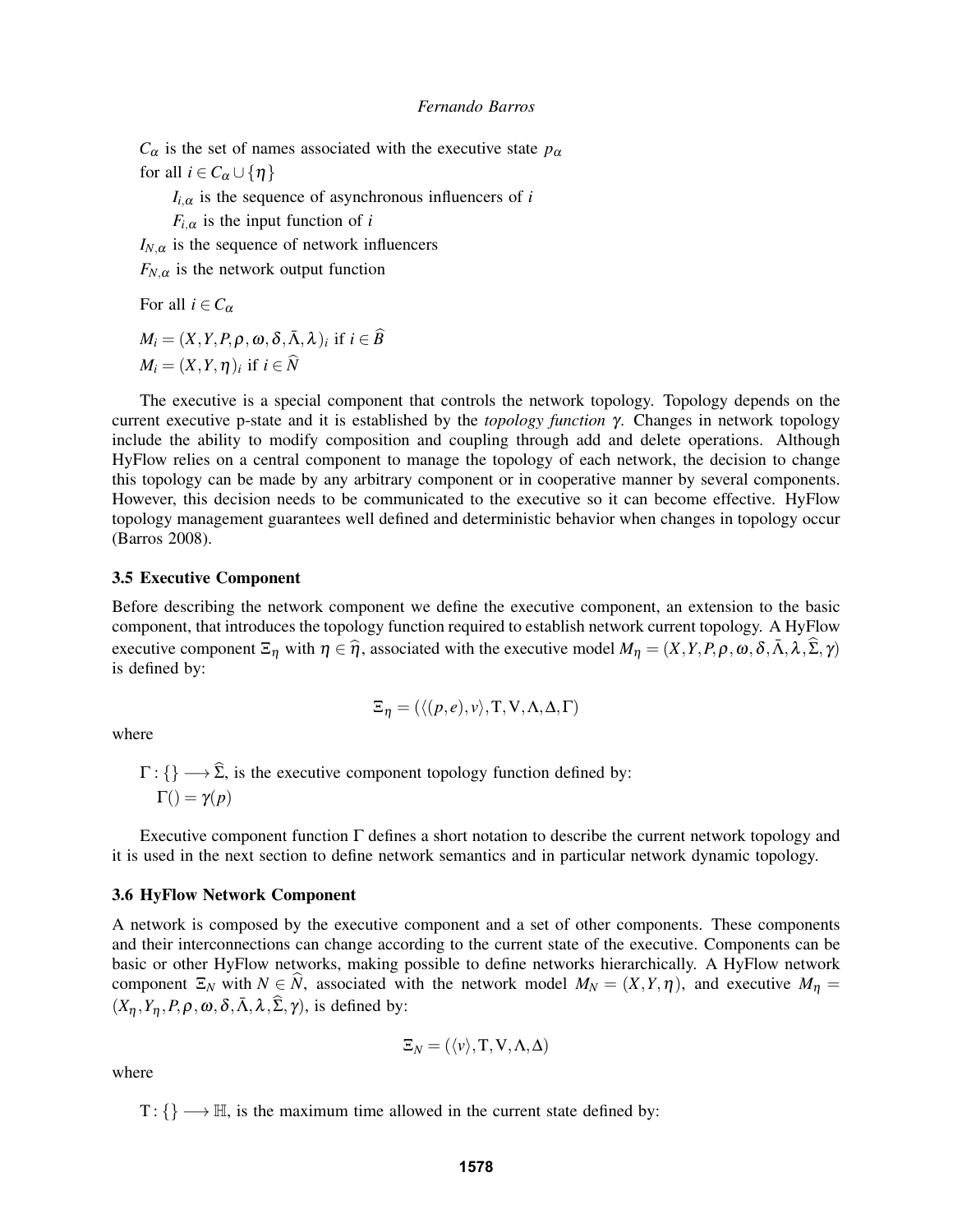$C_\alpha$ is the set of names associated with the executive state $p_\alpha$

for all $i \in C_\alpha \cup \{\eta\}$

$I_{i,\alpha}$ is the sequence of asynchronous influencers of $i$

$F_{i,\alpha}$ is the input function of $i$

$I_{N,\alpha}$ is the sequence of network influencers

$F_{N,\alpha}$ is the network output function

For all $i \in C_\alpha$

$M_i = (X, Y, P, \rho, \omega, \delta, \bar{\Lambda}, \lambda)_i$ if $i \in \widehat{B}$

$M_i = (X, Y, \eta)_i$ if $i \in \widehat{N}$

The executive is a special component that controls the network topology. Topology depends on the current executive p-state and it is established by the *topology function* $\gamma$. Changes in network topology include the ability to modify composition and coupling through add and delete operations. Although HyFlow relies on a central component to manage the topology of each network, the decision to change this topology can be made by any arbitrary component or in cooperative manner by several components. However, this decision needs to be communicated to the executive so it can become effective. HyFlow topology management guarantees well defined and deterministic behavior when changes in topology occur (Barros 2008).

### 3.5 Executive Component

Before describing the network component we define the executive component, an extension to the basic component, that introduces the topology function required to establish network current topology. A HyFlow executive component $\Xi_\eta$ with $\eta \in \widehat{\eta}$, associated with the executive model $M_\eta = (X, Y, P, \rho, \omega, \delta, \bar{\Lambda}, \lambda, \widehat{\Sigma}, \gamma)$ is defined by:

$$\Xi_\eta = (\langle (p, e), v \rangle, \mathrm{T}, \mathrm{V}, \Lambda, \Delta, \Gamma)$$

where

$\Gamma : \{\} \longrightarrow \widehat{\Sigma}$, is the executive component topology function defined by:

$\Gamma() = \gamma(p)$

Executive component function $\Gamma$ defines a short notation to describe the current network topology and it is used in the next section to define network semantics and in particular network dynamic topology.

### 3.6 HyFlow Network Component

A network is composed by the executive component and a set of other components. These components and their interconnections can change according to the current state of the executive. Components can be basic or other HyFlow networks, making possible to define networks hierarchically. A HyFlow network component $\Xi_N$ with $N \in \widehat{N}$, associated with the network model $M_N = (X, Y, \eta)$, and executive $M_\eta = (X_\eta, Y_\eta, P, \rho, \omega, \delta, \bar{\Lambda}, \lambda, \widehat{\Sigma}, \gamma)$, is defined by:

$$\Xi_N = (\langle v \rangle, \mathrm{T}, \mathrm{V}, \Lambda, \Delta)$$

where

$\mathrm{T} : \{\} \longrightarrow \mathbb{H}$, is the maximum time allowed in the current state defined by: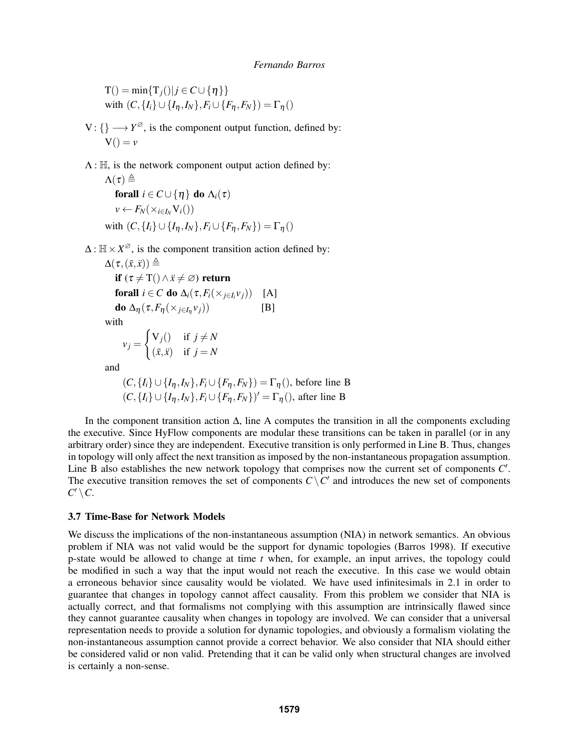$$\mathrm{T}() = \min\{\mathrm{T}_j() | j \in C \cup \{\eta\}\}$$
with $(C, \{I_i\} \cup \{I_\eta, I_N\}, F_i \cup \{F_\eta, F_N\}) = \Gamma_\eta()$

$\mathrm{V} : \{\} \longrightarrow Y^{\varnothing}$, is the component output function, defined by:

$$\mathrm{V}() = v$$

$\Lambda : \mathbb{H}$, is the network component output action defined by:

$\Lambda(\tau) \triangleq$

**forall** $i \in C \cup \{\eta\}$ **do** $\Lambda_i(\tau)$

$v \leftarrow F_N(\times_{i \in I_N} \mathrm{V}_i())$

with $(C, \{I_i\} \cup \{I_\eta, I_N\}, F_i \cup \{F_\eta, F_N\}) = \Gamma_\eta()$

$\Delta : \mathbb{H} \times X^{\varnothing}$, is the component transition action defined by:

$\Delta(\tau, (\bar{x}, \ddot{x})) \triangleq$

**if** $(\tau \neq \mathrm{T}() \wedge \ddot{x} \neq \varnothing)$ **return**

**forall** $i \in C$ **do** $\Delta_i(\tau, F_i(\times_{j \in I_i} v_j))$ [A]

**do** $\Delta_\eta(\tau, F_\eta(\times_{j \in I_\eta} v_j))$ [B]

with

$$v_j = \begin{cases} \mathrm{V}_j() & \text{if } j \neq N \\ (\bar{x}, \ddot{x}) & \text{if } j = N \end{cases}$$

and

$(C, \{I_i\} \cup \{I_\eta, I_N\}, F_i \cup \{F_\eta, F_N\}) = \Gamma_\eta()$, before line B

$(C, \{I_i\} \cup \{I_\eta, I_N\}, F_i \cup \{F_\eta, F_N\})' = \Gamma_\eta()$, after line B

In the component transition action $\Delta$, line A computes the transition in all the components excluding the executive. Since HyFlow components are modular these transitions can be taken in parallel (or in any arbitrary order) since they are independent. Executive transition is only performed in Line B. Thus, changes in topology will only affect the next transition as imposed by the non-instantaneous propagation assumption. Line B also establishes the new network topology that comprises now the current set of components $C'$. The executive transition removes the set of components $C \setminus C'$ and introduces the new set of components $C' \setminus C$.

### 3.7 Time-Base for Network Models

We discuss the implications of the non-instantaneous assumption (NIA) in network semantics. An obvious problem if NIA was not valid would be the support for dynamic topologies (Barros 1998). If executive p-state would be allowed to change at time $t$ when, for example, an input arrives, the topology could be modified in such a way that the input would not reach the executive. In this case we would obtain a erroneous behavior since causality would be violated. We have used infinitesimals in 2.1 in order to guarantee that changes in topology cannot affect causality. From this problem we consider that NIA is actually correct, and that formalisms not complying with this assumption are intrinsically flawed since they cannot guarantee causality when changes in topology are involved. We can consider that a universal representation needs to provide a solution for dynamic topologies, and obviously a formalism violating the non-instantaneous assumption cannot provide a correct behavior. We also consider that NIA should either be considered valid or non valid. Pretending that it can be valid only when structural changes are involved is certainly a non-sense.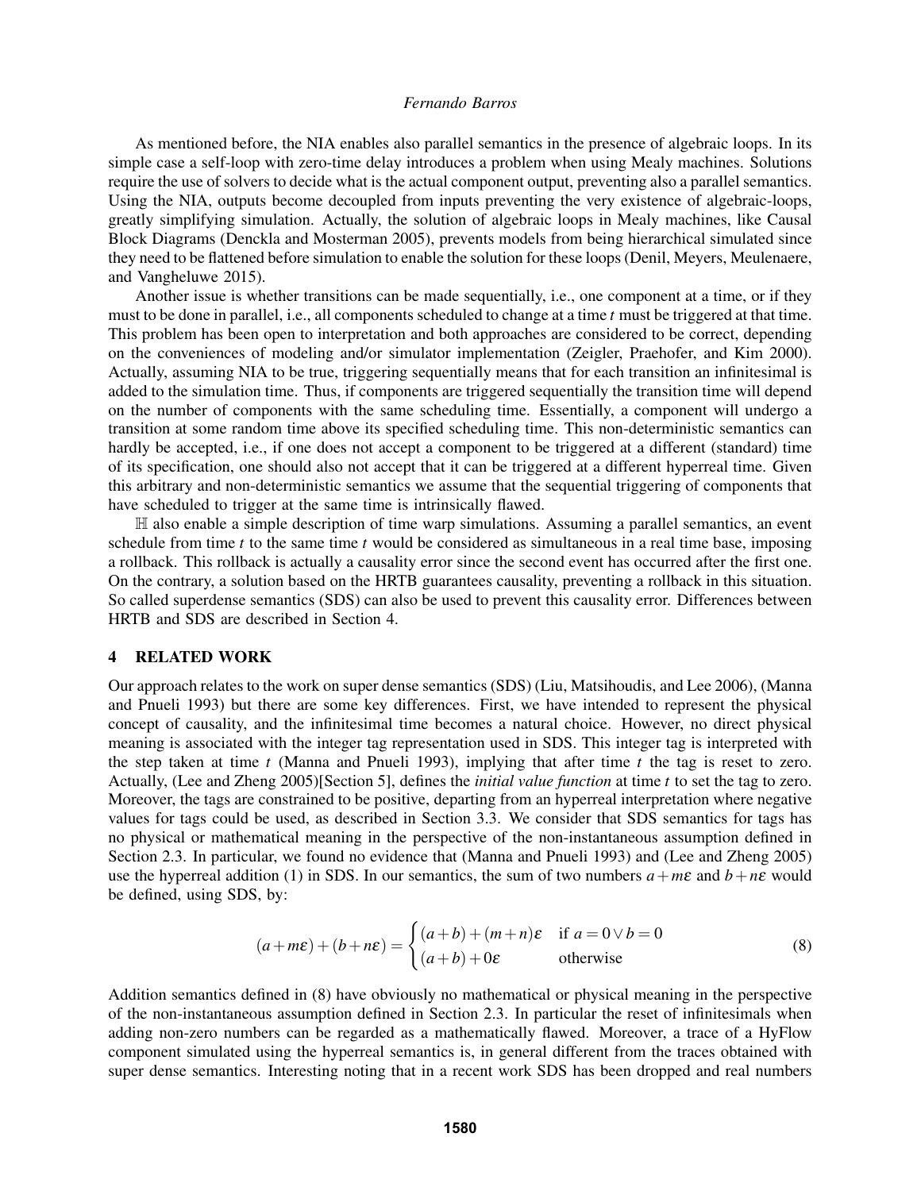As mentioned before, the NIA enables also parallel semantics in the presence of algebraic loops. In its simple case a self-loop with zero-time delay introduces a problem when using Mealy machines. Solutions require the use of solvers to decide what is the actual component output, preventing also a parallel semantics. Using the NIA, outputs become decoupled from inputs preventing the very existence of algebraic-loops, greatly simplifying simulation. Actually, the solution of algebraic loops in Mealy machines, like Causal Block Diagrams (Denckla and Mosterman 2005), prevents models from being hierarchical simulated since they need to be flattened before simulation to enable the solution for these loops (Denil, Meyers, Meulenaere, and Vangheluwe 2015).

Another issue is whether transitions can be made sequentially, i.e., one component at a time, or if they must to be done in parallel, i.e., all components scheduled to change at a time $t$ must be triggered at that time. This problem has been open to interpretation and both approaches are considered to be correct, depending on the conveniences of modeling and/or simulator implementation (Zeigler, Praehofer, and Kim 2000). Actually, assuming NIA to be true, triggering sequentially means that for each transition an infinitesimal is added to the simulation time. Thus, if components are triggered sequentially the transition time will depend on the number of components with the same scheduling time. Essentially, a component will undergo a transition at some random time above its specified scheduling time. This non-deterministic semantics can hardly be accepted, i.e., if one does not accept a component to be triggered at a different (standard) time of its specification, one should also not accept that it can be triggered at a different hyperreal time. Given this arbitrary and non-deterministic semantics we assume that the sequential triggering of components that have scheduled to trigger at the same time is intrinsically flawed.

$\mathbb{H}$ also enable a simple description of time warp simulations. Assuming a parallel semantics, an event schedule from time $t$ to the same time $t$ would be considered as simultaneous in a real time base, imposing a rollback. This rollback is actually a causality error since the second event has occurred after the first one. On the contrary, a solution based on the HRTB guarantees causality, preventing a rollback in this situation. So called superdense semantics (SDS) can also be used to prevent this causality error. Differences between HRTB and SDS are described in Section 4.

## 4 RELATED WORK

Our approach relates to the work on super dense semantics (SDS) (Liu, Matsihoudis, and Lee 2006), (Manna and Pnueli 1993) but there are some key differences. First, we have intended to represent the physical concept of causality, and the infinitesimal time becomes a natural choice. However, no direct physical meaning is associated with the integer tag representation used in SDS. This integer tag is interpreted with the step taken at time $t$ (Manna and Pnueli 1993), implying that after time $t$ the tag is reset to zero. Actually, (Lee and Zheng 2005)[Section 5], defines the *initial value function* at time $t$ to set the tag to zero. Moreover, the tags are constrained to be positive, departing from an hyperreal interpretation where negative values for tags could be used, as described in Section 3.3. We consider that SDS semantics for tags has no physical or mathematical meaning in the perspective of the non-instantaneous assumption defined in Section 2.3. In particular, we found no evidence that (Manna and Pnueli 1993) and (Lee and Zheng 2005) use the hyperreal addition (1) in SDS. In our semantics, the sum of two numbers $a+m\varepsilon$ and $b+n\varepsilon$ would be defined, using SDS, by:

$$(a+m\varepsilon)+(b+n\varepsilon)=\begin{cases}(a+b)+(m+n)\varepsilon & \text{if } a=0 \vee b=0\\ (a+b)+0\varepsilon & \text{otherwise}\end{cases} \tag{8}$$

Addition semantics defined in (8) have obviously no mathematical or physical meaning in the perspective of the non-instantaneous assumption defined in Section 2.3. In particular the reset of infinitesimals when adding non-zero numbers can be regarded as a mathematically flawed. Moreover, a trace of a HyFlow component simulated using the hyperreal semantics is, in general different from the traces obtained with super dense semantics. Interesting noting that in a recent work SDS has been dropped and real numbers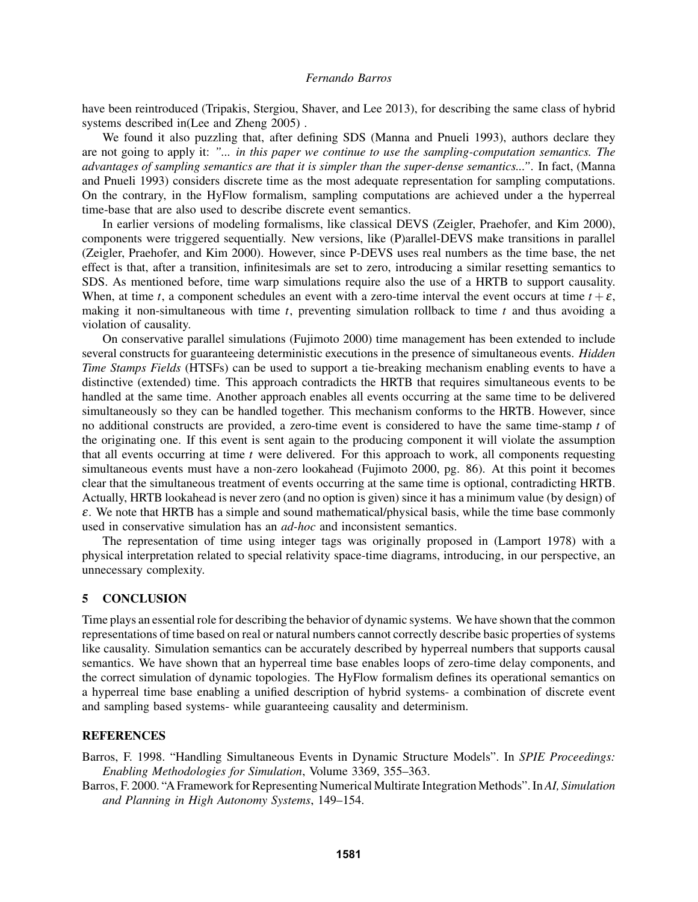have been reintroduced (Tripakis, Stergiou, Shaver, and Lee 2013), for describing the same class of hybrid systems described in(Lee and Zheng 2005) .

We found it also puzzling that, after defining SDS (Manna and Pnueli 1993), authors declare they are not going to apply it: *"... in this paper we continue to use the sampling-computation semantics. The advantages of sampling semantics are that it is simpler than the super-dense semantics..."*. In fact, (Manna and Pnueli 1993) considers discrete time as the most adequate representation for sampling computations. On the contrary, in the HyFlow formalism, sampling computations are achieved under a the hyperreal time-base that are also used to describe discrete event semantics.

In earlier versions of modeling formalisms, like classical DEVS (Zeigler, Praehofer, and Kim 2000), components were triggered sequentially. New versions, like (P)arallel-DEVS make transitions in parallel (Zeigler, Praehofer, and Kim 2000). However, since P-DEVS uses real numbers as the time base, the net effect is that, after a transition, infinitesimals are set to zero, introducing a similar resetting semantics to SDS. As mentioned before, time warp simulations require also the use of a HRTB to support causality. When, at time $t$, a component schedules an event with a zero-time interval the event occurs at time $t+\varepsilon$, making it non-simultaneous with time $t$, preventing simulation rollback to time $t$ and thus avoiding a violation of causality.

On conservative parallel simulations (Fujimoto 2000) time management has been extended to include several constructs for guaranteeing deterministic executions in the presence of simultaneous events. *Hidden Time Stamps Fields* (HTSFs) can be used to support a tie-breaking mechanism enabling events to have a distinctive (extended) time. This approach contradicts the HRTB that requires simultaneous events to be handled at the same time. Another approach enables all events occurring at the same time to be delivered simultaneously so they can be handled together. This mechanism conforms to the HRTB. However, since no additional constructs are provided, a zero-time event is considered to have the same time-stamp $t$ of the originating one. If this event is sent again to the producing component it will violate the assumption that all events occurring at time $t$ were delivered. For this approach to work, all components requesting simultaneous events must have a non-zero lookahead (Fujimoto 2000, pg. 86). At this point it becomes clear that the simultaneous treatment of events occurring at the same time is optional, contradicting HRTB. Actually, HRTB lookahead is never zero (and no option is given) since it has a minimum value (by design) of $\varepsilon$. We note that HRTB has a simple and sound mathematical/physical basis, while the time base commonly used in conservative simulation has an *ad-hoc* and inconsistent semantics.

The representation of time using integer tags was originally proposed in (Lamport 1978) with a physical interpretation related to special relativity space-time diagrams, introducing, in our perspective, an unnecessary complexity.

## 5 CONCLUSION

Time plays an essential role for describing the behavior of dynamic systems. We have shown that the common representations of time based on real or natural numbers cannot correctly describe basic properties of systems like causality. Simulation semantics can be accurately described by hyperreal numbers that supports causal semantics. We have shown that an hyperreal time base enables loops of zero-time delay components, and the correct simulation of dynamic topologies. The HyFlow formalism defines its operational semantics on a hyperreal time base enabling a unified description of hybrid systems- a combination of discrete event and sampling based systems- while guaranteeing causality and determinism.

## REFERENCES

Barros, F. 1998. "Handling Simultaneous Events in Dynamic Structure Models". In *SPIE Proceedings: Enabling Methodologies for Simulation*, Volume 3369, 355–363.

Barros, F. 2000. "A Framework for Representing Numerical Multirate Integration Methods". In *AI, Simulation and Planning in High Autonomy Systems*, 149–154.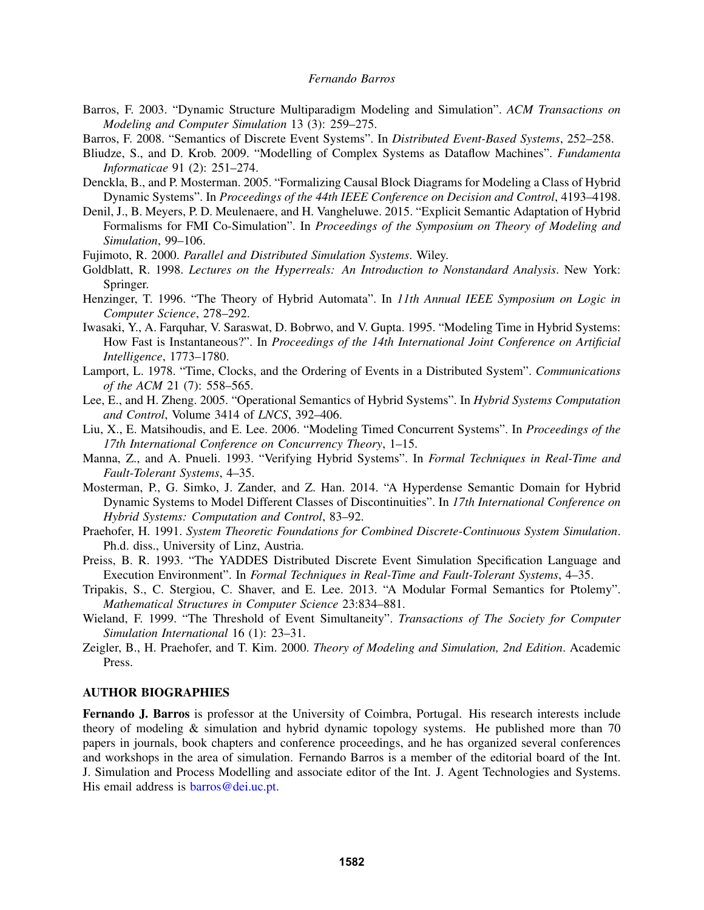Barros, F. 2003. "Dynamic Structure Multiparadigm Modeling and Simulation". *ACM Transactions on Modeling and Computer Simulation* 13 (3): 259–275.

Barros, F. 2008. "Semantics of Discrete Event Systems". In *Distributed Event-Based Systems*, 252–258.

Bliudze, S., and D. Krob. 2009. "Modelling of Complex Systems as Dataflow Machines". *Fundamenta Informaticae* 91 (2): 251–274.

Denckla, B., and P. Mosterman. 2005. "Formalizing Causal Block Diagrams for Modeling a Class of Hybrid Dynamic Systems". In *Proceedings of the 44th IEEE Conference on Decision and Control*, 4193–4198.

Denil, J., B. Meyers, P. D. Meulenaere, and H. Vangheluwe. 2015. "Explicit Semantic Adaptation of Hybrid Formalisms for FMI Co-Simulation". In *Proceedings of the Symposium on Theory of Modeling and Simulation*, 99–106.

Fujimoto, R. 2000. *Parallel and Distributed Simulation Systems*. Wiley.

Goldblatt, R. 1998. *Lectures on the Hyperreals: An Introduction to Nonstandard Analysis*. New York: Springer.

Henzinger, T. 1996. "The Theory of Hybrid Automata". In *11th Annual IEEE Symposium on Logic in Computer Science*, 278–292.

Iwasaki, Y., A. Farquhar, V. Saraswat, D. Bobrwo, and V. Gupta. 1995. "Modeling Time in Hybrid Systems: How Fast is Instantaneous?". In *Proceedings of the 14th International Joint Conference on Artificial Intelligence*, 1773–1780.

Lamport, L. 1978. "Time, Clocks, and the Ordering of Events in a Distributed System". *Communications of the ACM* 21 (7): 558–565.

Lee, E., and H. Zheng. 2005. "Operational Semantics of Hybrid Systems". In *Hybrid Systems Computation and Control*, Volume 3414 of *LNCS*, 392–406.

Liu, X., E. Matsihoudis, and E. Lee. 2006. "Modeling Timed Concurrent Systems". In *Proceedings of the 17th International Conference on Concurrency Theory*, 1–15.

Manna, Z., and A. Pnueli. 1993. "Verifying Hybrid Systems". In *Formal Techniques in Real-Time and Fault-Tolerant Systems*, 4–35.

Mosterman, P., G. Simko, J. Zander, and Z. Han. 2014. "A Hyperdense Semantic Domain for Hybrid Dynamic Systems to Model Different Classes of Discontinuities". In *17th International Conference on Hybrid Systems: Computation and Control*, 83–92.

Praehofer, H. 1991. *System Theoretic Foundations for Combined Discrete-Continuous System Simulation*. Ph.d. diss., University of Linz, Austria.

Preiss, B. R. 1993. "The YADDES Distributed Discrete Event Simulation Specification Language and Execution Environment". In *Formal Techniques in Real-Time and Fault-Tolerant Systems*, 4–35.

Tripakis, S., C. Stergiou, C. Shaver, and E. Lee. 2013. "A Modular Formal Semantics for Ptolemy". *Mathematical Structures in Computer Science* 23:834–881.

Wieland, F. 1999. "The Threshold of Event Simultaneity". *Transactions of The Society for Computer Simulation International* 16 (1): 23–31.

Zeigler, B., H. Praehofer, and T. Kim. 2000. *Theory of Modeling and Simulation, 2nd Edition*. Academic Press.

## AUTHOR BIOGRAPHIES

**Fernando J. Barros** is professor at the University of Coimbra, Portugal. His research interests include theory of modeling & simulation and hybrid dynamic topology systems. He published more than 70 papers in journals, book chapters and conference proceedings, and he has organized several conferences and workshops in the area of simulation. Fernando Barros is a member of the editorial board of the Int. J. Simulation and Process Modelling and associate editor of the Int. J. Agent Technologies and Systems. His email address is barros@dei.uc.pt.